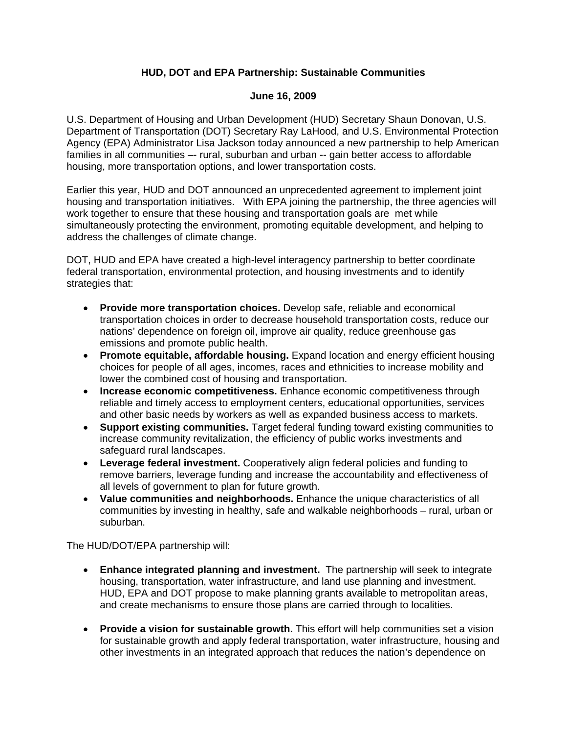# HUD, DOT and EPA Partnership: Sustainable Communities

**June 16, 2009**

U.S. Department of Housing and Urban Development (HUD) Secretary Shaun Donovan, U.S. Department of Transportation (DOT) Secretary Ray LaHood, and U.S. Environmental Protection Agency (EPA) Administrator Lisa Jackson today announced a new partnership to help American families in all communities –- rural, suburban and urban -- gain better access to affordable housing, more transportation options, and lower transportation costs.

Earlier this year, HUD and DOT announced an unprecedented agreement to implement joint housing and transportation initiatives. With EPA joining the partnership, the three agencies will work together to ensure that these housing and transportation goals are met while simultaneously protecting the environment, promoting equitable development, and helping to address the challenges of climate change.

DOT, HUD and EPA have created a high-level interagency partnership to better coordinate federal transportation, environmental protection, and housing investments and to identify strategies that:

- **Provide more transportation choices.** Develop safe, reliable and economical transportation choices in order to decrease household transportation costs, reduce our nations' dependence on foreign oil, improve air quality, reduce greenhouse gas emissions and promote public health.
- **Promote equitable, affordable housing.** Expand location and energy efficient housing choices for people of all ages, incomes, races and ethnicities to increase mobility and lower the combined cost of housing and transportation.
- **Increase economic competitiveness.** Enhance economic competitiveness through reliable and timely access to employment centers, educational opportunities, services and other basic needs by workers as well as expanded business access to markets.
- **Support existing communities.** Target federal funding toward existing communities to increase community revitalization, the efficiency of public works investments and safeguard rural landscapes.
- **Leverage federal investment.** Cooperatively align federal policies and funding to remove barriers, leverage funding and increase the accountability and effectiveness of all levels of government to plan for future growth.
- **Value communities and neighborhoods.** Enhance the unique characteristics of all communities by investing in healthy, safe and walkable neighborhoods – rural, urban or suburban.

The HUD/DOT/EPA partnership will:

- **Enhance integrated planning and investment.** The partnership will seek to integrate housing, transportation, water infrastructure, and land use planning and investment. HUD, EPA and DOT propose to make planning grants available to metropolitan areas, and create mechanisms to ensure those plans are carried through to localities.

- **Provide a vision for sustainable growth.** This effort will help communities set a vision for sustainable growth and apply federal transportation, water infrastructure, housing and other investments in an integrated approach that reduces the nation's dependence on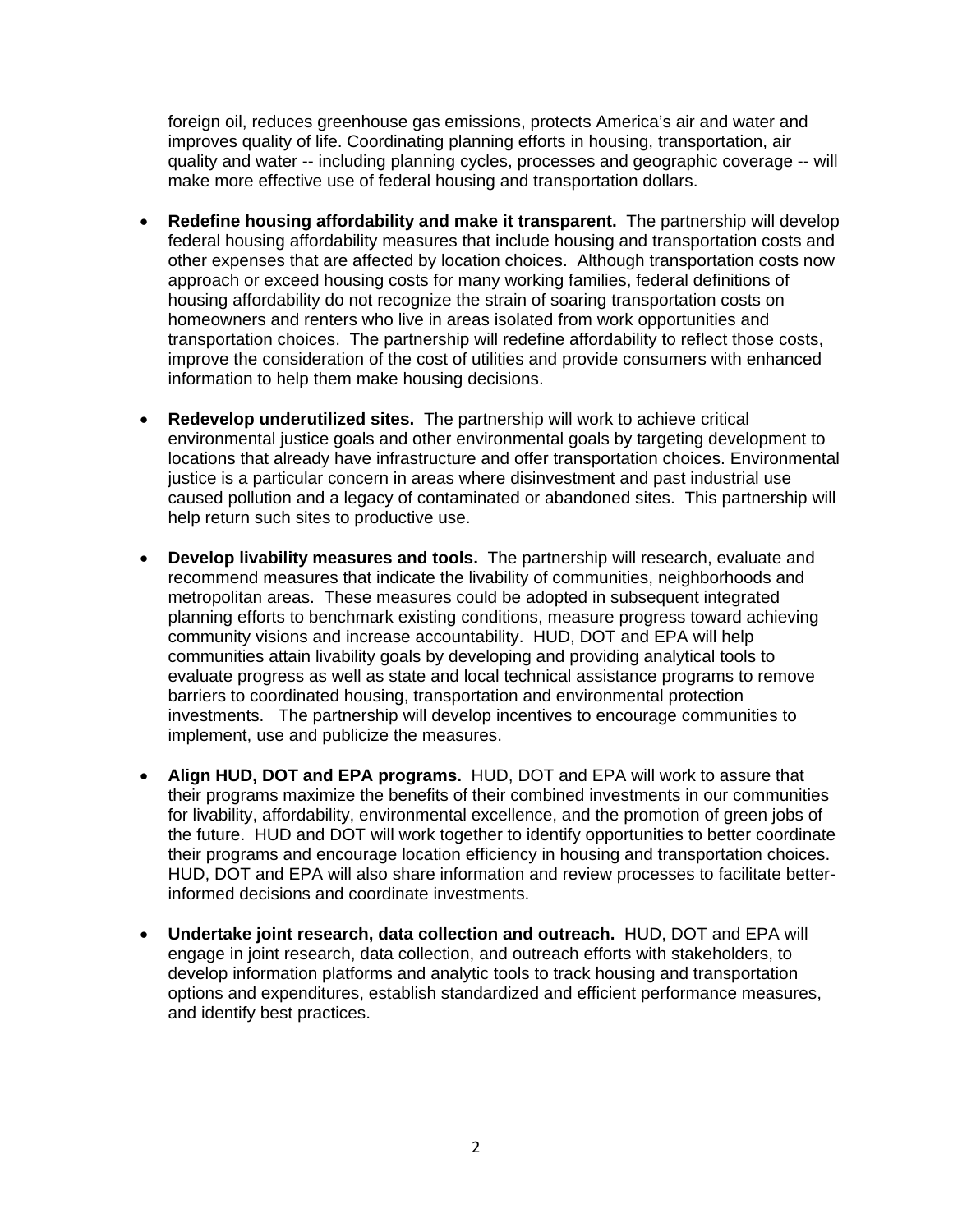foreign oil, reduces greenhouse gas emissions, protects America's air and water and improves quality of life. Coordinating planning efforts in housing, transportation, air quality and water -- including planning cycles, processes and geographic coverage -- will make more effective use of federal housing and transportation dollars.

- **Redefine housing affordability and make it transparent.** The partnership will develop federal housing affordability measures that include housing and transportation costs and other expenses that are affected by location choices. Although transportation costs now approach or exceed housing costs for many working families, federal definitions of housing affordability do not recognize the strain of soaring transportation costs on homeowners and renters who live in areas isolated from work opportunities and transportation choices. The partnership will redefine affordability to reflect those costs, improve the consideration of the cost of utilities and provide consumers with enhanced information to help them make housing decisions.

- **Redevelop underutilized sites.** The partnership will work to achieve critical environmental justice goals and other environmental goals by targeting development to locations that already have infrastructure and offer transportation choices. Environmental justice is a particular concern in areas where disinvestment and past industrial use caused pollution and a legacy of contaminated or abandoned sites. This partnership will help return such sites to productive use.

- **Develop livability measures and tools.** The partnership will research, evaluate and recommend measures that indicate the livability of communities, neighborhoods and metropolitan areas. These measures could be adopted in subsequent integrated planning efforts to benchmark existing conditions, measure progress toward achieving community visions and increase accountability. HUD, DOT and EPA will help communities attain livability goals by developing and providing analytical tools to evaluate progress as well as state and local technical assistance programs to remove barriers to coordinated housing, transportation and environmental protection investments. The partnership will develop incentives to encourage communities to implement, use and publicize the measures.

- **Align HUD, DOT and EPA programs.** HUD, DOT and EPA will work to assure that their programs maximize the benefits of their combined investments in our communities for livability, affordability, environmental excellence, and the promotion of green jobs of the future. HUD and DOT will work together to identify opportunities to better coordinate their programs and encourage location efficiency in housing and transportation choices. HUD, DOT and EPA will also share information and review processes to facilitate better-informed decisions and coordinate investments.

- **Undertake joint research, data collection and outreach.** HUD, DOT and EPA will engage in joint research, data collection, and outreach efforts with stakeholders, to develop information platforms and analytic tools to track housing and transportation options and expenditures, establish standardized and efficient performance measures, and identify best practices.